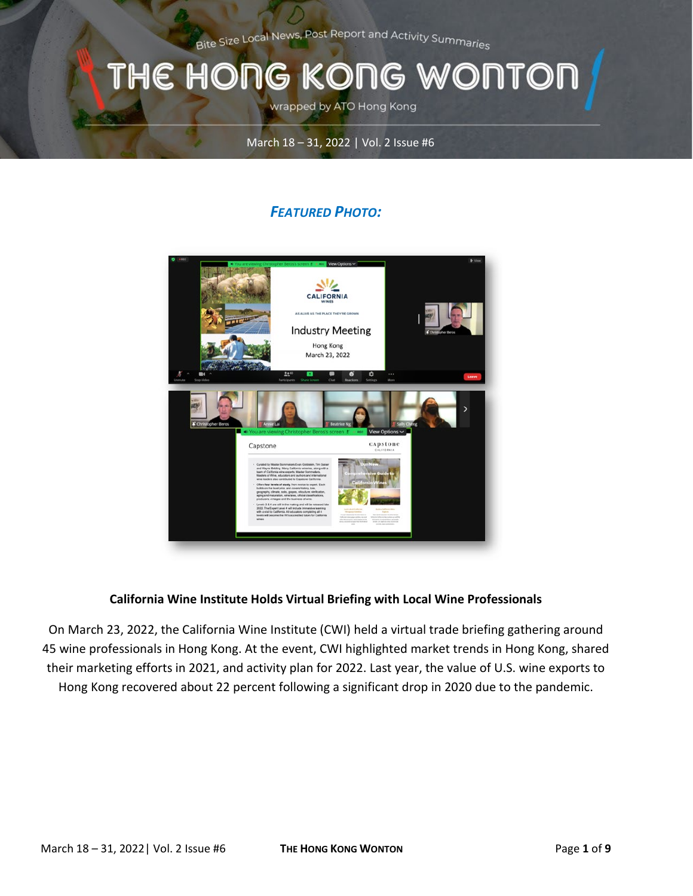Bite Size Local News, Post Report and Activity Summaries

# THE HONG KONG WONTON

wrapped by ATO Hong Kong

March 18 – 31, 2022 | Vol. 2 Issue #6

## *FEATURED PHOTO:*

**California Wine Institute Holds Virtual Briefing with Local Wine Professionals**

On March 23, 2022, the California Wine Institute (CWI) held a virtual trade briefing gathering around 45 wine professionals in Hong Kong. At the event, CWI highlighted market trends in Hong Kong, shared their marketing efforts in 2021, and activity plan for 2022. Last year, the value of U.S. wine exports to Hong Kong recovered about 22 percent following a significant drop in 2020 due to the pandemic.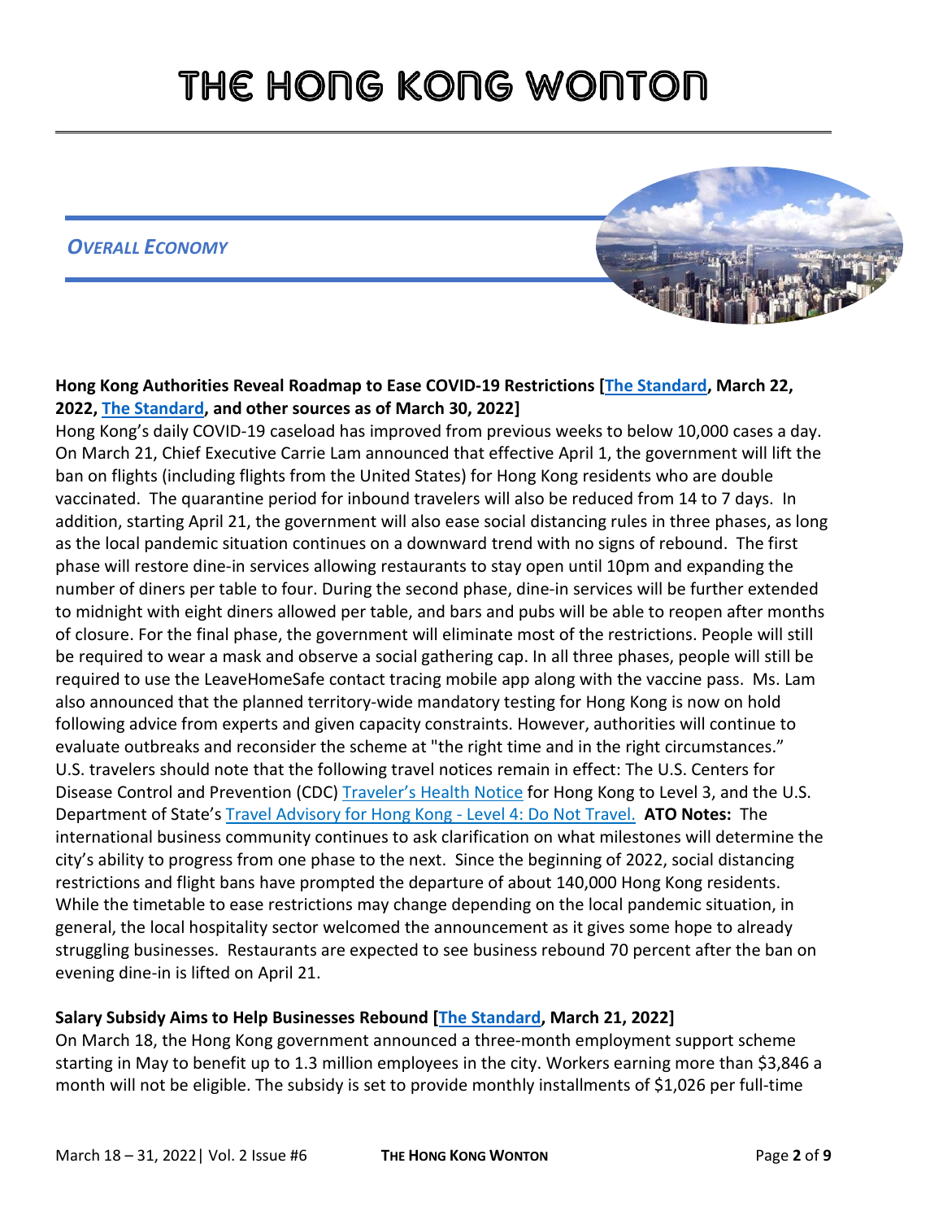# THE HONG KONG WONTON

## *OVERALL ECONOMY*

**Hong Kong Authorities Reveal Roadmap to Ease COVID-19 Restrictions [The Standard, March 22, 2022, The Standard, and other sources as of March 30, 2022]**

Hong Kong's daily COVID-19 caseload has improved from previous weeks to below 10,000 cases a day. On March 21, Chief Executive Carrie Lam announced that effective April 1, the government will lift the ban on flights (including flights from the United States) for Hong Kong residents who are double vaccinated. The quarantine period for inbound travelers will also be reduced from 14 to 7 days. In addition, starting April 21, the government will also ease social distancing rules in three phases, as long as the local pandemic situation continues on a downward trend with no signs of rebound. The first phase will restore dine-in services allowing restaurants to stay open until 10pm and expanding the number of diners per table to four. During the second phase, dine-in services will be further extended to midnight with eight diners allowed per table, and bars and pubs will be able to reopen after months of closure. For the final phase, the government will eliminate most of the restrictions. People will still be required to wear a mask and observe a social gathering cap. In all three phases, people will still be required to use the LeaveHomeSafe contact tracing mobile app along with the vaccine pass. Ms. Lam also announced that the planned territory-wide mandatory testing for Hong Kong is now on hold following advice from experts and given capacity constraints. However, authorities will continue to evaluate outbreaks and reconsider the scheme at "the right time and in the right circumstances." U.S. travelers should note that the following travel notices remain in effect: The U.S. Centers for Disease Control and Prevention (CDC) Traveler's Health Notice for Hong Kong to Level 3, and the U.S. Department of State's Travel Advisory for Hong Kong - Level 4: Do Not Travel. **ATO Notes:** The international business community continues to ask clarification on what milestones will determine the city's ability to progress from one phase to the next. Since the beginning of 2022, social distancing restrictions and flight bans have prompted the departure of about 140,000 Hong Kong residents. While the timetable to ease restrictions may change depending on the local pandemic situation, in general, the local hospitality sector welcomed the announcement as it gives some hope to already struggling businesses. Restaurants are expected to see business rebound 70 percent after the ban on evening dine-in is lifted on April 21.

**Salary Subsidy Aims to Help Businesses Rebound [The Standard, March 21, 2022]**

On March 18, the Hong Kong government announced a three-month employment support scheme starting in May to benefit up to 1.3 million employees in the city. Workers earning more than $3,846 a month will not be eligible. The subsidy is set to provide monthly installments of $1,026 per full-time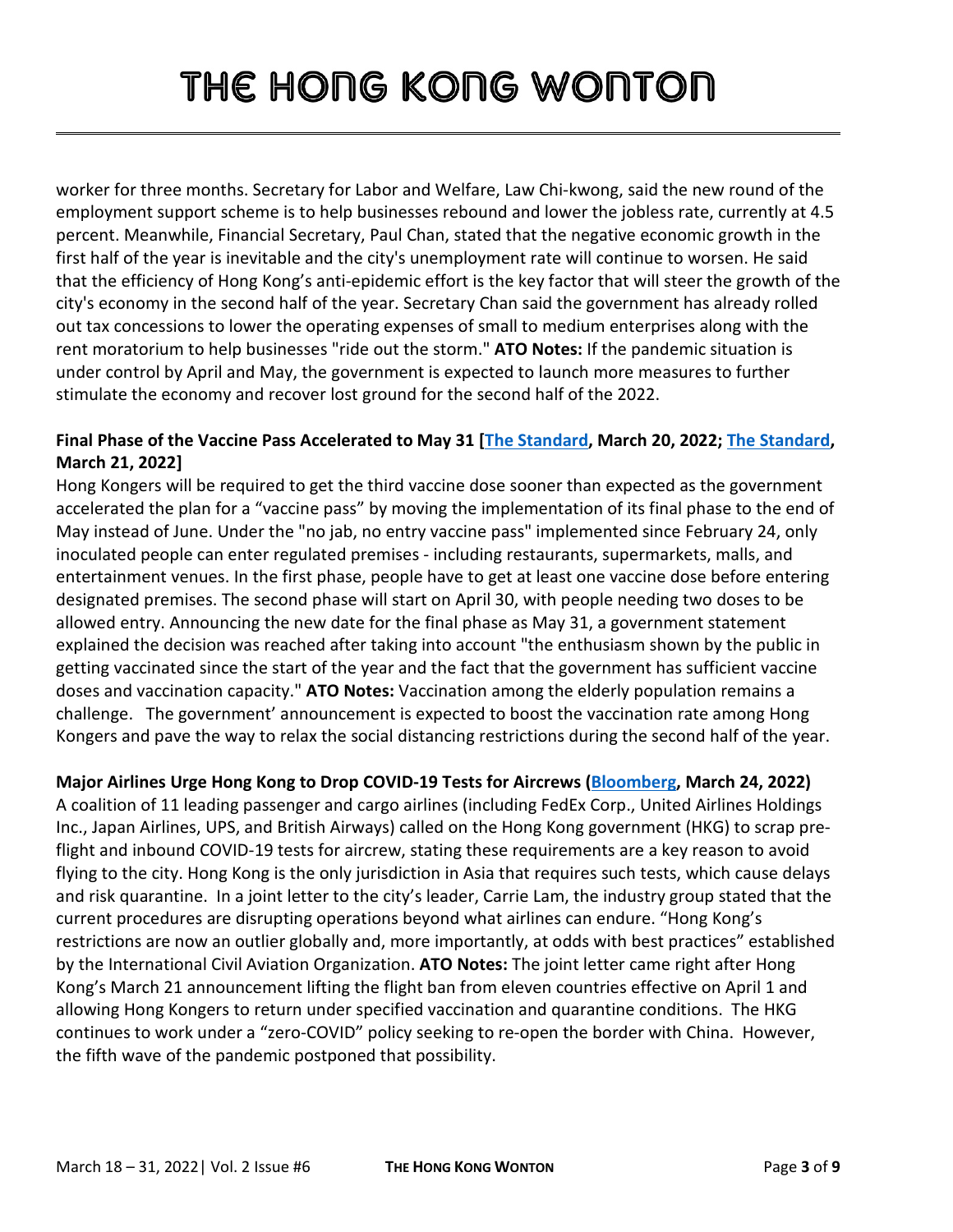worker for three months. Secretary for Labor and Welfare, Law Chi-kwong, said the new round of the employment support scheme is to help businesses rebound and lower the jobless rate, currently at 4.5 percent. Meanwhile, Financial Secretary, Paul Chan, stated that the negative economic growth in the first half of the year is inevitable and the city's unemployment rate will continue to worsen. He said that the efficiency of Hong Kong's anti-epidemic effort is the key factor that will steer the growth of the city's economy in the second half of the year. Secretary Chan said the government has already rolled out tax concessions to lower the operating expenses of small to medium enterprises along with the rent moratorium to help businesses "ride out the storm." **ATO Notes:** If the pandemic situation is under control by April and May, the government is expected to launch more measures to further stimulate the economy and recover lost ground for the second half of the 2022.

**Final Phase of the Vaccine Pass Accelerated to May 31 [The Standard, March 20, 2022; The Standard, March 21, 2022]**

Hong Kongers will be required to get the third vaccine dose sooner than expected as the government accelerated the plan for a "vaccine pass" by moving the implementation of its final phase to the end of May instead of June. Under the "no jab, no entry vaccine pass" implemented since February 24, only inoculated people can enter regulated premises - including restaurants, supermarkets, malls, and entertainment venues. In the first phase, people have to get at least one vaccine dose before entering designated premises. The second phase will start on April 30, with people needing two doses to be allowed entry. Announcing the new date for the final phase as May 31, a government statement explained the decision was reached after taking into account "the enthusiasm shown by the public in getting vaccinated since the start of the year and the fact that the government has sufficient vaccine doses and vaccination capacity." **ATO Notes:** Vaccination among the elderly population remains a challenge. The government' announcement is expected to boost the vaccination rate among Hong Kongers and pave the way to relax the social distancing restrictions during the second half of the year.

**Major Airlines Urge Hong Kong to Drop COVID-19 Tests for Aircrews (Bloomberg, March 24, 2022)**

A coalition of 11 leading passenger and cargo airlines (including FedEx Corp., United Airlines Holdings Inc., Japan Airlines, UPS, and British Airways) called on the Hong Kong government (HKG) to scrap pre-flight and inbound COVID-19 tests for aircrew, stating these requirements are a key reason to avoid flying to the city. Hong Kong is the only jurisdiction in Asia that requires such tests, which cause delays and risk quarantine. In a joint letter to the city's leader, Carrie Lam, the industry group stated that the current procedures are disrupting operations beyond what airlines can endure. "Hong Kong's restrictions are now an outlier globally and, more importantly, at odds with best practices" established by the International Civil Aviation Organization. **ATO Notes:** The joint letter came right after Hong Kong's March 21 announcement lifting the flight ban from eleven countries effective on April 1 and allowing Hong Kongers to return under specified vaccination and quarantine conditions. The HKG continues to work under a "zero-COVID" policy seeking to re-open the border with China. However, the fifth wave of the pandemic postponed that possibility.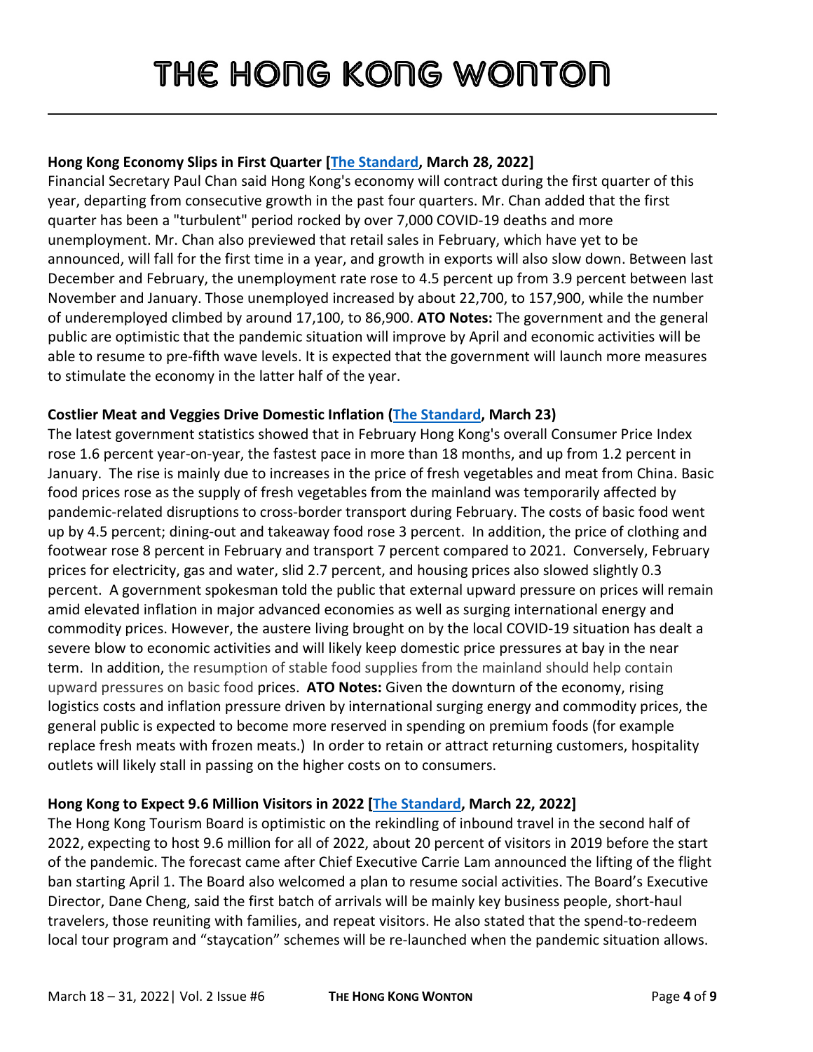# THE HONG KONG WONTON

**Hong Kong Economy Slips in First Quarter [The Standard, March 28, 2022]**
Financial Secretary Paul Chan said Hong Kong's economy will contract during the first quarter of this year, departing from consecutive growth in the past four quarters. Mr. Chan added that the first quarter has been a "turbulent" period rocked by over 7,000 COVID-19 deaths and more unemployment. Mr. Chan also previewed that retail sales in February, which have yet to be announced, will fall for the first time in a year, and growth in exports will also slow down. Between last December and February, the unemployment rate rose to 4.5 percent up from 3.9 percent between last November and January. Those unemployed increased by about 22,700, to 157,900, while the number of underemployed climbed by around 17,100, to 86,900. **ATO Notes:** The government and the general public are optimistic that the pandemic situation will improve by April and economic activities will be able to resume to pre-fifth wave levels. It is expected that the government will launch more measures to stimulate the economy in the latter half of the year.

**Costlier Meat and Veggies Drive Domestic Inflation (The Standard, March 23)**
The latest government statistics showed that in February Hong Kong's overall Consumer Price Index rose 1.6 percent year-on-year, the fastest pace in more than 18 months, and up from 1.2 percent in January. The rise is mainly due to increases in the price of fresh vegetables and meat from China. Basic food prices rose as the supply of fresh vegetables from the mainland was temporarily affected by pandemic-related disruptions to cross-border transport during February. The costs of basic food went up by 4.5 percent; dining-out and takeaway food rose 3 percent. In addition, the price of clothing and footwear rose 8 percent in February and transport 7 percent compared to 2021. Conversely, February prices for electricity, gas and water, slid 2.7 percent, and housing prices also slowed slightly 0.3 percent. A government spokesman told the public that external upward pressure on prices will remain amid elevated inflation in major advanced economies as well as surging international energy and commodity prices. However, the austere living brought on by the local COVID-19 situation has dealt a severe blow to economic activities and will likely keep domestic price pressures at bay in the near term. In addition, the resumption of stable food supplies from the mainland should help contain upward pressures on basic food prices. **ATO Notes:** Given the downturn of the economy, rising logistics costs and inflation pressure driven by international surging energy and commodity prices, the general public is expected to become more reserved in spending on premium foods (for example replace fresh meats with frozen meats.) In order to retain or attract returning customers, hospitality outlets will likely stall in passing on the higher costs on to consumers.

**Hong Kong to Expect 9.6 Million Visitors in 2022 [The Standard, March 22, 2022]**
The Hong Kong Tourism Board is optimistic on the rekindling of inbound travel in the second half of 2022, expecting to host 9.6 million for all of 2022, about 20 percent of visitors in 2019 before the start of the pandemic. The forecast came after Chief Executive Carrie Lam announced the lifting of the flight ban starting April 1. The Board also welcomed a plan to resume social activities. The Board's Executive Director, Dane Cheng, said the first batch of arrivals will be mainly key business people, short-haul travelers, those reuniting with families, and repeat visitors. He also stated that the spend-to-redeem local tour program and "staycation" schemes will be re-launched when the pandemic situation allows.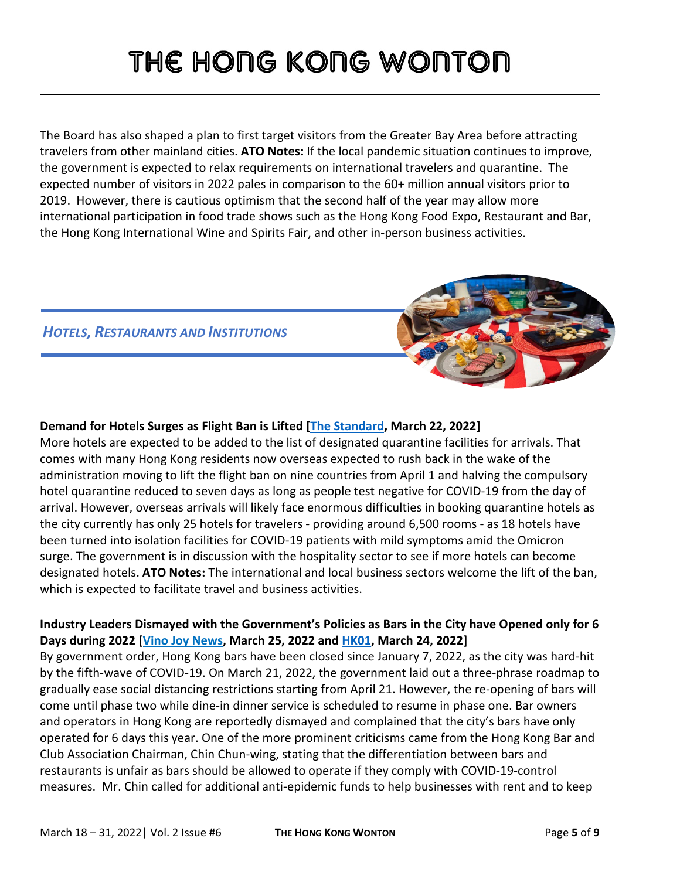The Board has also shaped a plan to first target visitors from the Greater Bay Area before attracting travelers from other mainland cities. **ATO Notes:** If the local pandemic situation continues to improve, the government is expected to relax requirements on international travelers and quarantine. The expected number of visitors in 2022 pales in comparison to the 60+ million annual visitors prior to 2019. However, there is cautious optimism that the second half of the year may allow more international participation in food trade shows such as the Hong Kong Food Expo, Restaurant and Bar, the Hong Kong International Wine and Spirits Fair, and other in-person business activities.

## *Hotels, Restaurants and Institutions*

**Demand for Hotels Surges as Flight Ban is Lifted [The Standard, March 22, 2022]**

More hotels are expected to be added to the list of designated quarantine facilities for arrivals. That comes with many Hong Kong residents now overseas expected to rush back in the wake of the administration moving to lift the flight ban on nine countries from April 1 and halving the compulsory hotel quarantine reduced to seven days as long as people test negative for COVID-19 from the day of arrival. However, overseas arrivals will likely face enormous difficulties in booking quarantine hotels as the city currently has only 25 hotels for travelers - providing around 6,500 rooms - as 18 hotels have been turned into isolation facilities for COVID-19 patients with mild symptoms amid the Omicron surge. The government is in discussion with the hospitality sector to see if more hotels can become designated hotels. **ATO Notes:** The international and local business sectors welcome the lift of the ban, which is expected to facilitate travel and business activities.

**Industry Leaders Dismayed with the Government's Policies as Bars in the City have Opened only for 6 Days during 2022 [Vino Joy News, March 25, 2022 and HK01, March 24, 2022]**

By government order, Hong Kong bars have been closed since January 7, 2022, as the city was hard-hit by the fifth-wave of COVID-19. On March 21, 2022, the government laid out a three-phrase roadmap to gradually ease social distancing restrictions starting from April 21. However, the re-opening of bars will come until phase two while dine-in dinner service is scheduled to resume in phase one. Bar owners and operators in Hong Kong are reportedly dismayed and complained that the city's bars have only operated for 6 days this year. One of the more prominent criticisms came from the Hong Kong Bar and Club Association Chairman, Chin Chun-wing, stating that the differentiation between bars and restaurants is unfair as bars should be allowed to operate if they comply with COVID-19-control measures. Mr. Chin called for additional anti-epidemic funds to help businesses with rent and to keep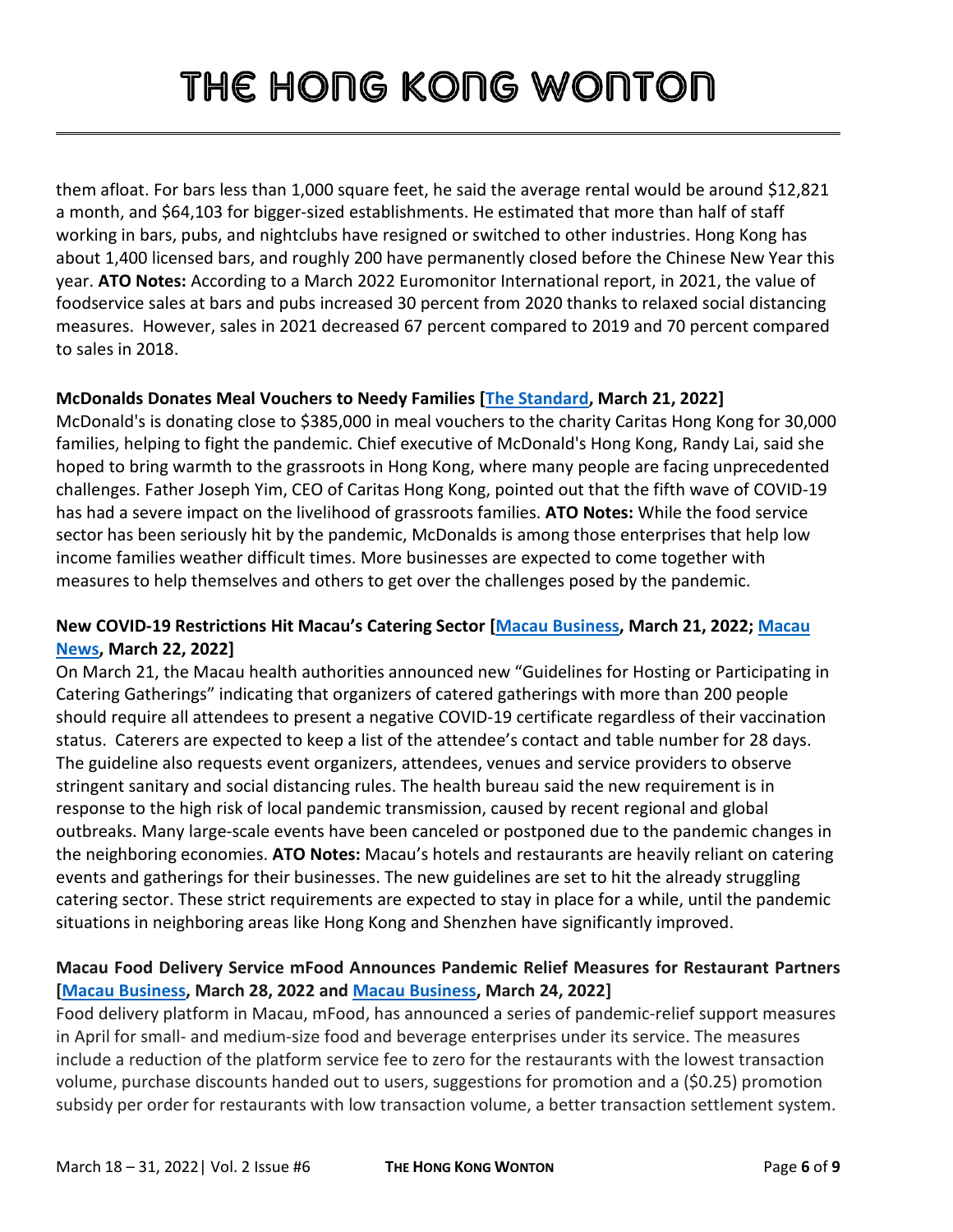them afloat. For bars less than 1,000 square feet, he said the average rental would be around $12,821 a month, and $64,103 for bigger-sized establishments. He estimated that more than half of staff working in bars, pubs, and nightclubs have resigned or switched to other industries. Hong Kong has about 1,400 licensed bars, and roughly 200 have permanently closed before the Chinese New Year this year. **ATO Notes:** According to a March 2022 Euromonitor International report, in 2021, the value of foodservice sales at bars and pubs increased 30 percent from 2020 thanks to relaxed social distancing measures. However, sales in 2021 decreased 67 percent compared to 2019 and 70 percent compared to sales in 2018.

**McDonalds Donates Meal Vouchers to Needy Families [The Standard, March 21, 2022]**

McDonald's is donating close to $385,000 in meal vouchers to the charity Caritas Hong Kong for 30,000 families, helping to fight the pandemic. Chief executive of McDonald's Hong Kong, Randy Lai, said she hoped to bring warmth to the grassroots in Hong Kong, where many people are facing unprecedented challenges. Father Joseph Yim, CEO of Caritas Hong Kong, pointed out that the fifth wave of COVID-19 has had a severe impact on the livelihood of grassroots families. **ATO Notes:** While the food service sector has been seriously hit by the pandemic, McDonalds is among those enterprises that help low income families weather difficult times. More businesses are expected to come together with measures to help themselves and others to get over the challenges posed by the pandemic.

**New COVID-19 Restrictions Hit Macau's Catering Sector [Macau Business, March 21, 2022; Macau News, March 22, 2022]**

On March 21, the Macau health authorities announced new "Guidelines for Hosting or Participating in Catering Gatherings" indicating that organizers of catered gatherings with more than 200 people should require all attendees to present a negative COVID-19 certificate regardless of their vaccination status. Caterers are expected to keep a list of the attendee's contact and table number for 28 days. The guideline also requests event organizers, attendees, venues and service providers to observe stringent sanitary and social distancing rules. The health bureau said the new requirement is in response to the high risk of local pandemic transmission, caused by recent regional and global outbreaks. Many large-scale events have been canceled or postponed due to the pandemic changes in the neighboring economies. **ATO Notes:** Macau's hotels and restaurants are heavily reliant on catering events and gatherings for their businesses. The new guidelines are set to hit the already struggling catering sector. These strict requirements are expected to stay in place for a while, until the pandemic situations in neighboring areas like Hong Kong and Shenzhen have significantly improved.

**Macau Food Delivery Service mFood Announces Pandemic Relief Measures for Restaurant Partners [Macau Business, March 28, 2022 and Macau Business, March 24, 2022]**

Food delivery platform in Macau, mFood, has announced a series of pandemic-relief support measures in April for small- and medium-size food and beverage enterprises under its service. The measures include a reduction of the platform service fee to zero for the restaurants with the lowest transaction volume, purchase discounts handed out to users, suggestions for promotion and a ($0.25) promotion subsidy per order for restaurants with low transaction volume, a better transaction settlement system.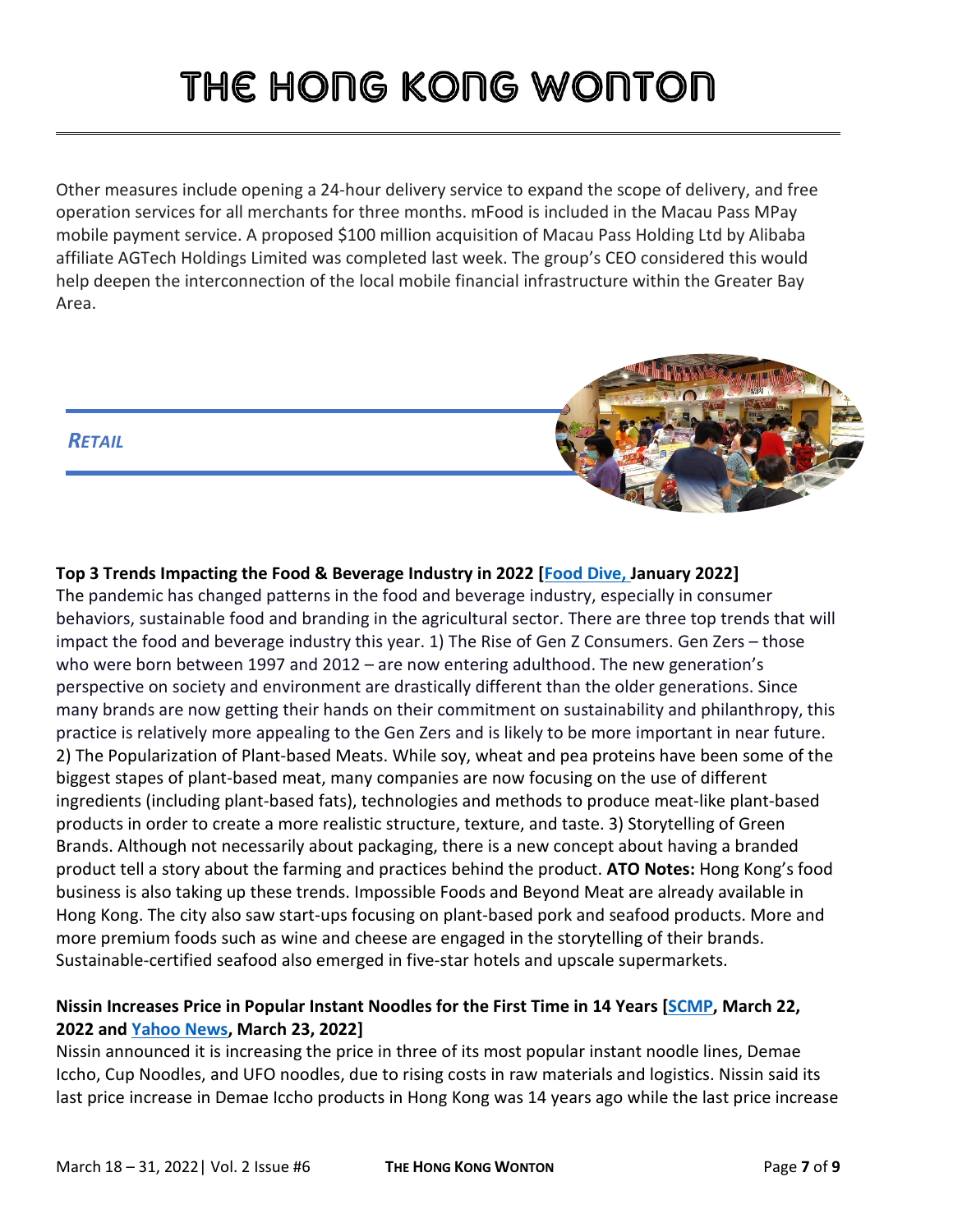Other measures include opening a 24-hour delivery service to expand the scope of delivery, and free operation services for all merchants for three months. mFood is included in the Macau Pass MPay mobile payment service. A proposed $100 million acquisition of Macau Pass Holding Ltd by Alibaba affiliate AGTech Holdings Limited was completed last week. The group's CEO considered this would help deepen the interconnection of the local mobile financial infrastructure within the Greater Bay Area.

## *RETAIL*

**Top 3 Trends Impacting the Food & Beverage Industry in 2022 [Food Dive, January 2022]**

The pandemic has changed patterns in the food and beverage industry, especially in consumer behaviors, sustainable food and branding in the agricultural sector. There are three top trends that will impact the food and beverage industry this year. 1) The Rise of Gen Z Consumers. Gen Zers – those who were born between 1997 and 2012 – are now entering adulthood. The new generation's perspective on society and environment are drastically different than the older generations. Since many brands are now getting their hands on their commitment on sustainability and philanthropy, this practice is relatively more appealing to the Gen Zers and is likely to be more important in near future. 2) The Popularization of Plant-based Meats. While soy, wheat and pea proteins have been some of the biggest stapes of plant-based meat, many companies are now focusing on the use of different ingredients (including plant-based fats), technologies and methods to produce meat-like plant-based products in order to create a more realistic structure, texture, and taste. 3) Storytelling of Green Brands. Although not necessarily about packaging, there is a new concept about having a branded product tell a story about the farming and practices behind the product. **ATO Notes:** Hong Kong's food business is also taking up these trends. Impossible Foods and Beyond Meat are already available in Hong Kong. The city also saw start-ups focusing on plant-based pork and seafood products. More and more premium foods such as wine and cheese are engaged in the storytelling of their brands. Sustainable-certified seafood also emerged in five-star hotels and upscale supermarkets.

**Nissin Increases Price in Popular Instant Noodles for the First Time in 14 Years [SCMP, March 22, 2022 and Yahoo News, March 23, 2022]**

Nissin announced it is increasing the price in three of its most popular instant noodle lines, Demae Iccho, Cup Noodles, and UFO noodles, due to rising costs in raw materials and logistics. Nissin said its last price increase in Demae Iccho products in Hong Kong was 14 years ago while the last price increase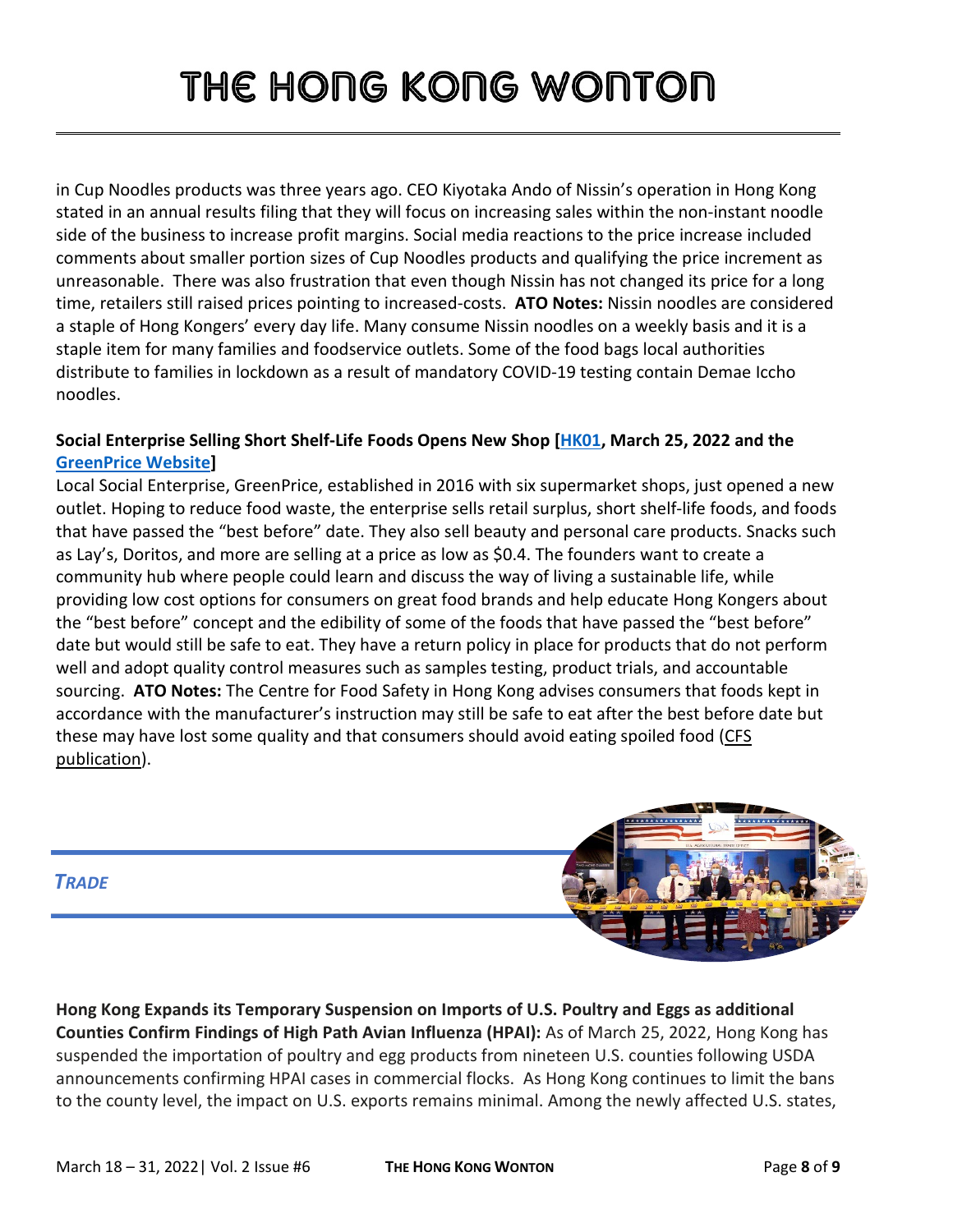in Cup Noodles products was three years ago. CEO Kiyotaka Ando of Nissin's operation in Hong Kong stated in an annual results filing that they will focus on increasing sales within the non-instant noodle side of the business to increase profit margins. Social media reactions to the price increase included comments about smaller portion sizes of Cup Noodles products and qualifying the price increment as unreasonable. There was also frustration that even though Nissin has not changed its price for a long time, retailers still raised prices pointing to increased-costs. **ATO Notes:** Nissin noodles are considered a staple of Hong Kongers' every day life. Many consume Nissin noodles on a weekly basis and it is a staple item for many families and foodservice outlets. Some of the food bags local authorities distribute to families in lockdown as a result of mandatory COVID-19 testing contain Demae Iccho noodles.

**Social Enterprise Selling Short Shelf-Life Foods Opens New Shop [HK01, March 25, 2022 and the GreenPrice Website]**

Local Social Enterprise, GreenPrice, established in 2016 with six supermarket shops, just opened a new outlet. Hoping to reduce food waste, the enterprise sells retail surplus, short shelf-life foods, and foods that have passed the "best before" date. They also sell beauty and personal care products. Snacks such as Lay's, Doritos, and more are selling at a price as low as $0.4. The founders want to create a community hub where people could learn and discuss the way of living a sustainable life, while providing low cost options for consumers on great food brands and help educate Hong Kongers about the "best before" concept and the edibility of some of the foods that have passed the "best before" date but would still be safe to eat. They have a return policy in place for products that do not perform well and adopt quality control measures such as samples testing, product trials, and accountable sourcing. **ATO Notes:** The Centre for Food Safety in Hong Kong advises consumers that foods kept in accordance with the manufacturer's instruction may still be safe to eat after the best before date but these may have lost some quality and that consumers should avoid eating spoiled food (CFS publication).

## *TRADE*

**Hong Kong Expands its Temporary Suspension on Imports of U.S. Poultry and Eggs as additional Counties Confirm Findings of High Path Avian Influenza (HPAI):** As of March 25, 2022, Hong Kong has suspended the importation of poultry and egg products from nineteen U.S. counties following USDA announcements confirming HPAI cases in commercial flocks. As Hong Kong continues to limit the bans to the county level, the impact on U.S. exports remains minimal. Among the newly affected U.S. states,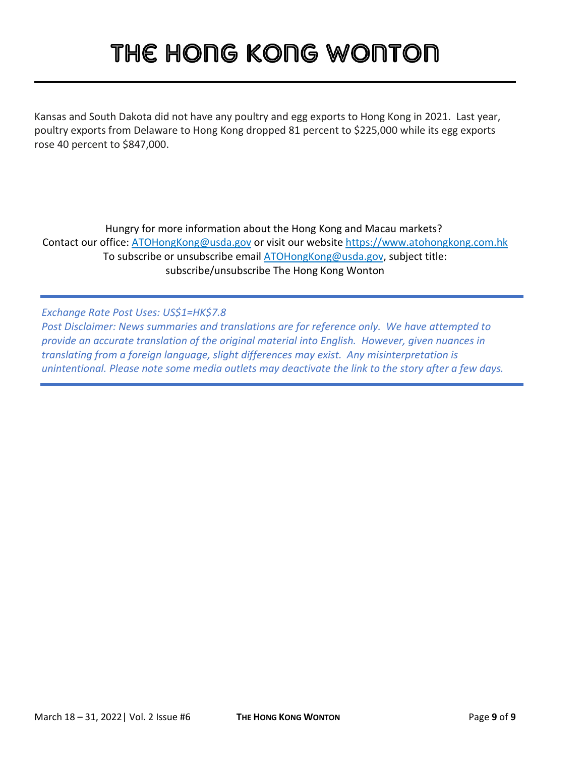Kansas and South Dakota did not have any poultry and egg exports to Hong Kong in 2021. Last year, poultry exports from Delaware to Hong Kong dropped 81 percent to $225,000 while its egg exports rose 40 percent to $847,000.

Hungry for more information about the Hong Kong and Macau markets?
Contact our office: [ATOHongKong@usda.gov](mailto:ATOHongKong@usda.gov) or visit our website [https://www.atohongkong.com.hk](https://www.atohongkong.com.hk)
To subscribe or unsubscribe email [ATOHongKong@usda.gov](mailto:ATOHongKong@usda.gov), subject title: subscribe/unsubscribe The Hong Kong Wonton

---

*Exchange Rate Post Uses: US$1=HK$7.8*
*Post Disclaimer: News summaries and translations are for reference only. We have attempted to provide an accurate translation of the original material into English. However, given nuances in translating from a foreign language, slight differences may exist. Any misinterpretation is unintentional. Please note some media outlets may deactivate the link to the story after a few days.*

---